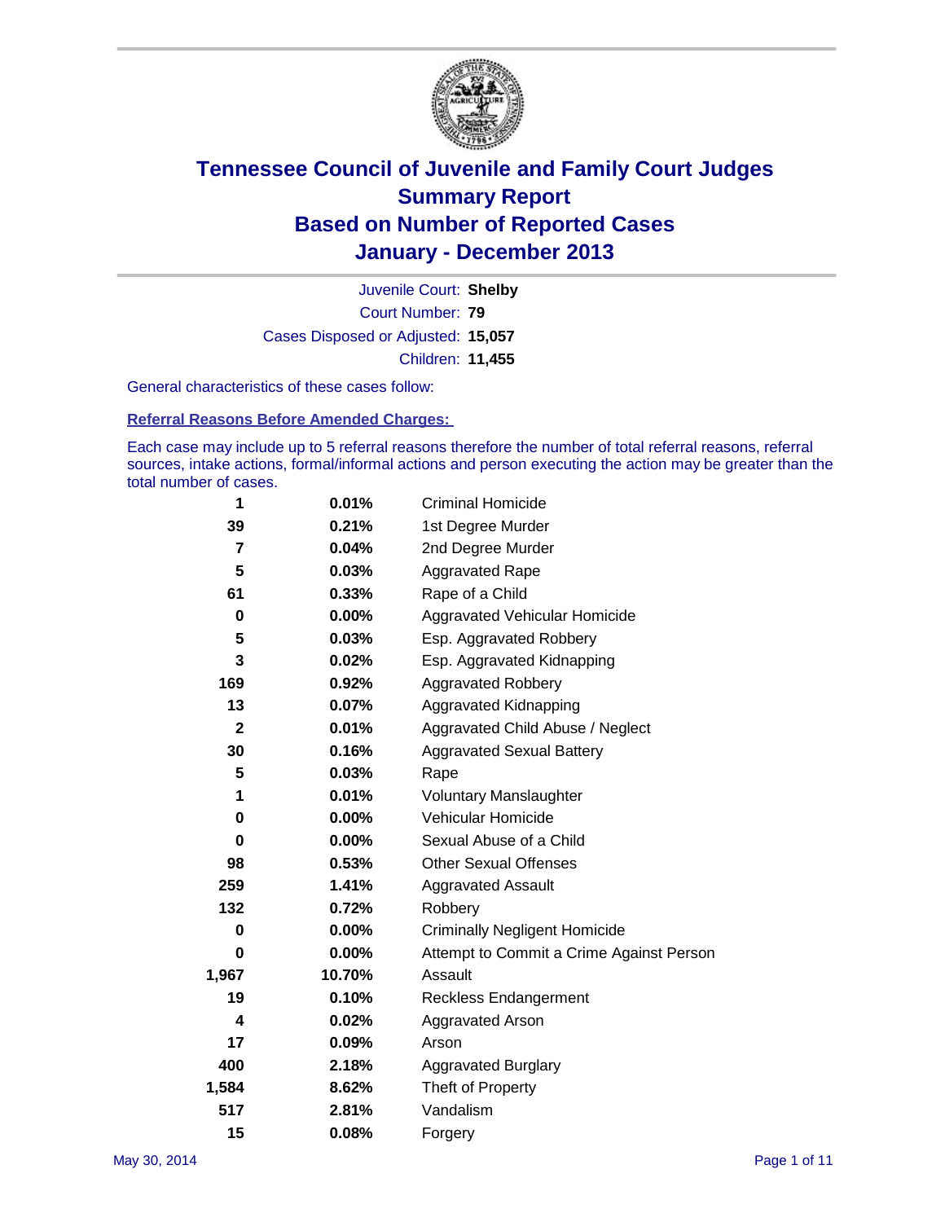# Tennessee Council of Juvenile and Family Court Judges
## Summary Report
## Based on Number of Reported Cases
## January - December 2013

Juvenile Court: **Shelby**
Court Number: **79**
Cases Disposed or Adjusted: **15,057**
Children: **11,455**

General characteristics of these cases follow:

**Referral Reasons Before Amended Charges:**

Each case may include up to 5 referral reasons therefore the number of total referral reasons, referral sources, intake actions, formal/informal actions and person executing the action may be greater than the total number of cases.

| Count | Percent | Referral Reason |
|---|---|---|
| 1 | 0.01% | Criminal Homicide |
| 39 | 0.21% | 1st Degree Murder |
| 7 | 0.04% | 2nd Degree Murder |
| 5 | 0.03% | Aggravated Rape |
| 61 | 0.33% | Rape of a Child |
| 0 | 0.00% | Aggravated Vehicular Homicide |
| 5 | 0.03% | Esp. Aggravated Robbery |
| 3 | 0.02% | Esp. Aggravated Kidnapping |
| 169 | 0.92% | Aggravated Robbery |
| 13 | 0.07% | Aggravated Kidnapping |
| 2 | 0.01% | Aggravated Child Abuse / Neglect |
| 30 | 0.16% | Aggravated Sexual Battery |
| 5 | 0.03% | Rape |
| 1 | 0.01% | Voluntary Manslaughter |
| 0 | 0.00% | Vehicular Homicide |
| 0 | 0.00% | Sexual Abuse of a Child |
| 98 | 0.53% | Other Sexual Offenses |
| 259 | 1.41% | Aggravated Assault |
| 132 | 0.72% | Robbery |
| 0 | 0.00% | Criminally Negligent Homicide |
| 0 | 0.00% | Attempt to Commit a Crime Against Person |
| 1,967 | 10.70% | Assault |
| 19 | 0.10% | Reckless Endangerment |
| 4 | 0.02% | Aggravated Arson |
| 17 | 0.09% | Arson |
| 400 | 2.18% | Aggravated Burglary |
| 1,584 | 8.62% | Theft of Property |
| 517 | 2.81% | Vandalism |
| 15 | 0.08% | Forgery |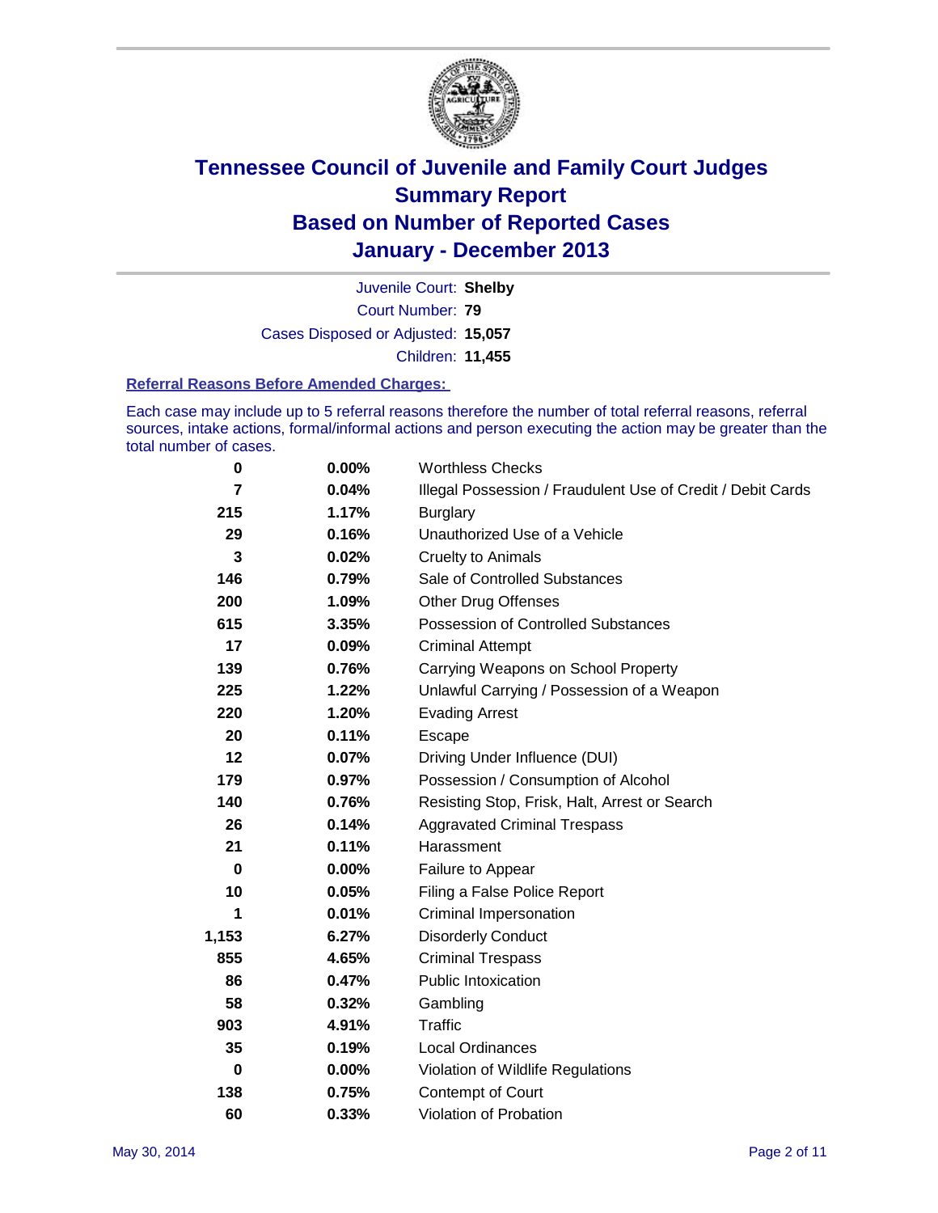# Tennessee Council of Juvenile and Family Court Judges
## Summary Report
## Based on Number of Reported Cases
## January - December 2013

Juvenile Court: **Shelby**
Court Number: **79**
Cases Disposed or Adjusted: **15,057**
Children: **11,455**

### Referral Reasons Before Amended Charges:

Each case may include up to 5 referral reasons therefore the number of total referral reasons, referral sources, intake actions, formal/informal actions and person executing the action may be greater than the total number of cases.

| Count | Percent | Referral Reason |
|---|---|---|
| 0 | 0.00% | Worthless Checks |
| 7 | 0.04% | Illegal Possession / Fraudulent Use of Credit / Debit Cards |
| 215 | 1.17% | Burglary |
| 29 | 0.16% | Unauthorized Use of a Vehicle |
| 3 | 0.02% | Cruelty to Animals |
| 146 | 0.79% | Sale of Controlled Substances |
| 200 | 1.09% | Other Drug Offenses |
| 615 | 3.35% | Possession of Controlled Substances |
| 17 | 0.09% | Criminal Attempt |
| 139 | 0.76% | Carrying Weapons on School Property |
| 225 | 1.22% | Unlawful Carrying / Possession of a Weapon |
| 220 | 1.20% | Evading Arrest |
| 20 | 0.11% | Escape |
| 12 | 0.07% | Driving Under Influence (DUI) |
| 179 | 0.97% | Possession / Consumption of Alcohol |
| 140 | 0.76% | Resisting Stop, Frisk, Halt, Arrest or Search |
| 26 | 0.14% | Aggravated Criminal Trespass |
| 21 | 0.11% | Harassment |
| 0 | 0.00% | Failure to Appear |
| 10 | 0.05% | Filing a False Police Report |
| 1 | 0.01% | Criminal Impersonation |
| 1,153 | 6.27% | Disorderly Conduct |
| 855 | 4.65% | Criminal Trespass |
| 86 | 0.47% | Public Intoxication |
| 58 | 0.32% | Gambling |
| 903 | 4.91% | Traffic |
| 35 | 0.19% | Local Ordinances |
| 0 | 0.00% | Violation of Wildlife Regulations |
| 138 | 0.75% | Contempt of Court |
| 60 | 0.33% | Violation of Probation |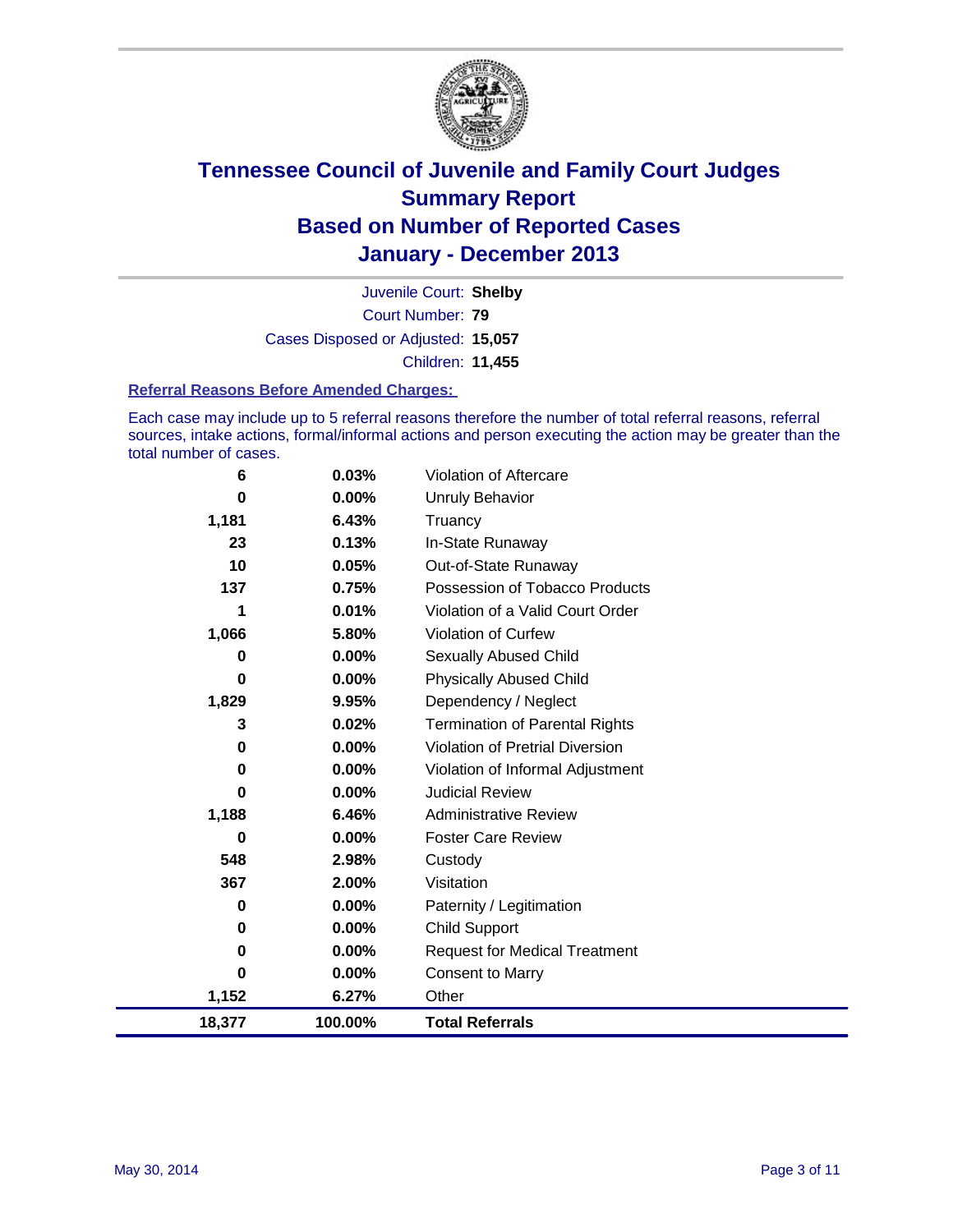# Tennessee Council of Juvenile and Family Court Judges
## Summary Report
## Based on Number of Reported Cases
## January - December 2013

Juvenile Court: **Shelby**
Court Number: **79**
Cases Disposed or Adjusted: **15,057**
Children: **11,455**

### Referral Reasons Before Amended Charges:

Each case may include up to 5 referral reasons therefore the number of total referral reasons, referral sources, intake actions, formal/informal actions and person executing the action may be greater than the total number of cases.

| Count | Percent | Referral Reason |
|---|---|---|
| 6 | 0.03% | Violation of Aftercare |
| 0 | 0.00% | Unruly Behavior |
| 1,181 | 6.43% | Truancy |
| 23 | 0.13% | In-State Runaway |
| 10 | 0.05% | Out-of-State Runaway |
| 137 | 0.75% | Possession of Tobacco Products |
| 1 | 0.01% | Violation of a Valid Court Order |
| 1,066 | 5.80% | Violation of Curfew |
| 0 | 0.00% | Sexually Abused Child |
| 0 | 0.00% | Physically Abused Child |
| 1,829 | 9.95% | Dependency / Neglect |
| 3 | 0.02% | Termination of Parental Rights |
| 0 | 0.00% | Violation of Pretrial Diversion |
| 0 | 0.00% | Violation of Informal Adjustment |
| 0 | 0.00% | Judicial Review |
| 1,188 | 6.46% | Administrative Review |
| 0 | 0.00% | Foster Care Review |
| 548 | 2.98% | Custody |
| 367 | 2.00% | Visitation |
| 0 | 0.00% | Paternity / Legitimation |
| 0 | 0.00% | Child Support |
| 0 | 0.00% | Request for Medical Treatment |
| 0 | 0.00% | Consent to Marry |
| 1,152 | 6.27% | Other |
| **18,377** | **100.00%** | **Total Referrals** |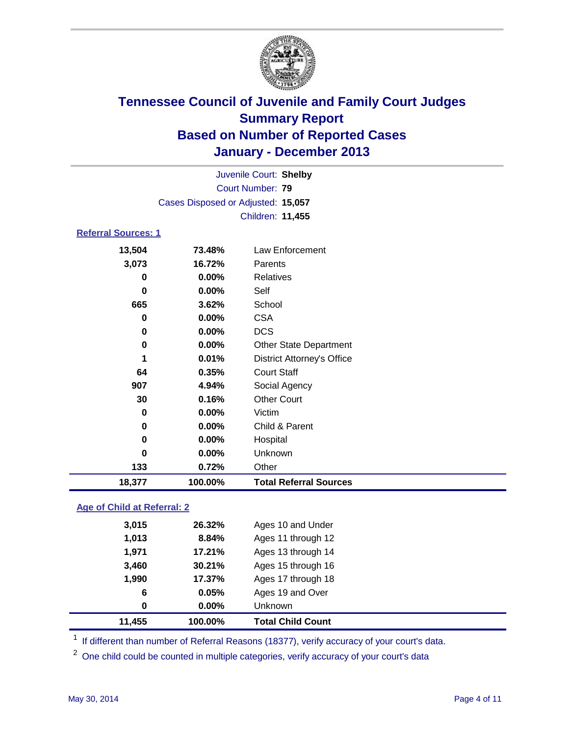# Tennessee Council of Juvenile and Family Court Judges
## Summary Report
## Based on Number of Reported Cases
## January - December 2013

Juvenile Court: **Shelby**
Court Number: **79**
Cases Disposed or Adjusted: **15,057**
Children: **11,455**

### Referral Sources: 1

| Count | Percent | Source |
|---|---|---|
| 13,504 | 73.48% | Law Enforcement |
| 3,073 | 16.72% | Parents |
| 0 | 0.00% | Relatives |
| 0 | 0.00% | Self |
| 665 | 3.62% | School |
| 0 | 0.00% | CSA |
| 0 | 0.00% | DCS |
| 0 | 0.00% | Other State Department |
| 1 | 0.01% | District Attorney's Office |
| 64 | 0.35% | Court Staff |
| 907 | 4.94% | Social Agency |
| 30 | 0.16% | Other Court |
| 0 | 0.00% | Victim |
| 0 | 0.00% | Child & Parent |
| 0 | 0.00% | Hospital |
| 0 | 0.00% | Unknown |
| 133 | 0.72% | Other |
| **18,377** | **100.00%** | **Total Referral Sources** |

### Age of Child at Referral: 2

| Count | Percent | Age |
|---|---|---|
| 3,015 | 26.32% | Ages 10 and Under |
| 1,013 | 8.84% | Ages 11 through 12 |
| 1,971 | 17.21% | Ages 13 through 14 |
| 3,460 | 30.21% | Ages 15 through 16 |
| 1,990 | 17.37% | Ages 17 through 18 |
| 6 | 0.05% | Ages 19 and Over |
| 0 | 0.00% | Unknown |
| **11,455** | **100.00%** | **Total Child Count** |

[1] If different than number of Referral Reasons (18377), verify accuracy of your court's data.

[2] One child could be counted in multiple categories, verify accuracy of your court's data

May 30, 2014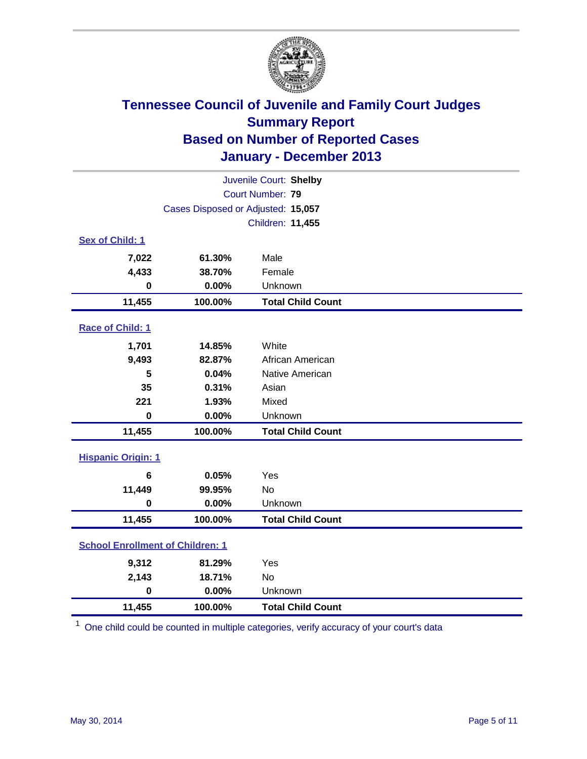# Tennessee Council of Juvenile and Family Court Judges
## Summary Report
## Based on Number of Reported Cases
## January - December 2013

Juvenile Court: **Shelby**
Court Number: **79**
Cases Disposed or Adjusted: **15,057**
Children: **11,455**

### Sex of Child: 1

| Count | Percent | Category |
|---|---|---|
| 7,022 | 61.30% | Male |
| 4,433 | 38.70% | Female |
| 0 | 0.00% | Unknown |
| **11,455** | **100.00%** | **Total Child Count** |

### Race of Child: 1

| Count | Percent | Category |
|---|---|---|
| 1,701 | 14.85% | White |
| 9,493 | 82.87% | African American |
| 5 | 0.04% | Native American |
| 35 | 0.31% | Asian |
| 221 | 1.93% | Mixed |
| 0 | 0.00% | Unknown |
| **11,455** | **100.00%** | **Total Child Count** |

### Hispanic Origin: 1

| Count | Percent | Category |
|---|---|---|
| 6 | 0.05% | Yes |
| 11,449 | 99.95% | No |
| 0 | 0.00% | Unknown |
| **11,455** | **100.00%** | **Total Child Count** |

### School Enrollment of Children: 1

| Count | Percent | Category |
|---|---|---|
| 9,312 | 81.29% | Yes |
| 2,143 | 18.71% | No |
| 0 | 0.00% | Unknown |
| **11,455** | **100.00%** | **Total Child Count** |

[1] One child could be counted in multiple categories, verify accuracy of your court's data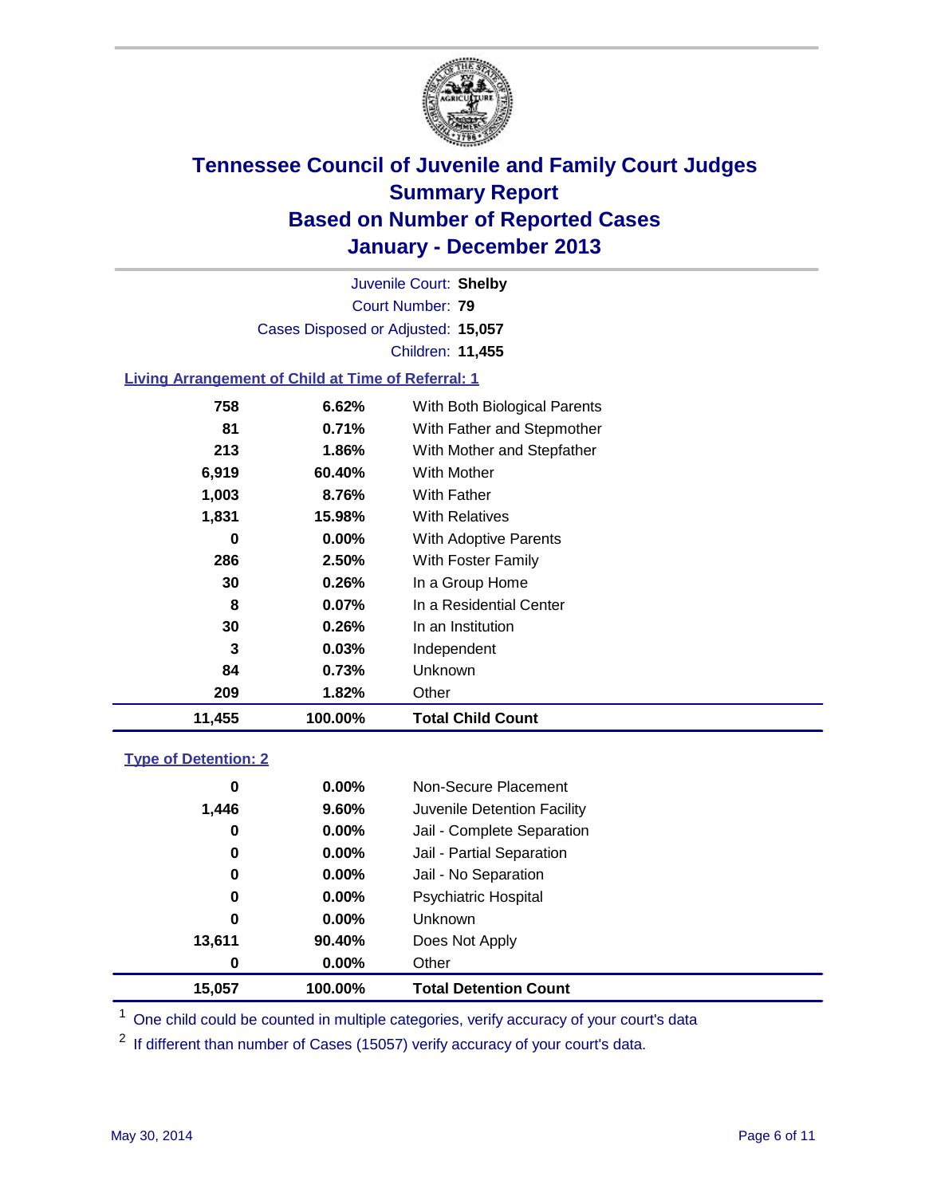# Tennessee Council of Juvenile and Family Court Judges
## Summary Report
## Based on Number of Reported Cases
## January - December 2013

Juvenile Court: **Shelby**
Court Number: **79**
Cases Disposed or Adjusted: **15,057**
Children: **11,455**

### Living Arrangement of Child at Time of Referral: 1

| Count | Percent | Category |
|---|---|---|
| 758 | 6.62% | With Both Biological Parents |
| 81 | 0.71% | With Father and Stepmother |
| 213 | 1.86% | With Mother and Stepfather |
| 6,919 | 60.40% | With Mother |
| 1,003 | 8.76% | With Father |
| 1,831 | 15.98% | With Relatives |
| 0 | 0.00% | With Adoptive Parents |
| 286 | 2.50% | With Foster Family |
| 30 | 0.26% | In a Group Home |
| 8 | 0.07% | In a Residential Center |
| 30 | 0.26% | In an Institution |
| 3 | 0.03% | Independent |
| 84 | 0.73% | Unknown |
| 209 | 1.82% | Other |
| **11,455** | **100.00%** | **Total Child Count** |

### Type of Detention: 2

| Count | Percent | Category |
|---|---|---|
| 0 | 0.00% | Non-Secure Placement |
| 1,446 | 9.60% | Juvenile Detention Facility |
| 0 | 0.00% | Jail - Complete Separation |
| 0 | 0.00% | Jail - Partial Separation |
| 0 | 0.00% | Jail - No Separation |
| 0 | 0.00% | Psychiatric Hospital |
| 0 | 0.00% | Unknown |
| 13,611 | 90.40% | Does Not Apply |
| 0 | 0.00% | Other |
| **15,057** | **100.00%** | **Total Detention Count** |

[1] One child could be counted in multiple categories, verify accuracy of your court's data

[2] If different than number of Cases (15057) verify accuracy of your court's data.

May 30, 2014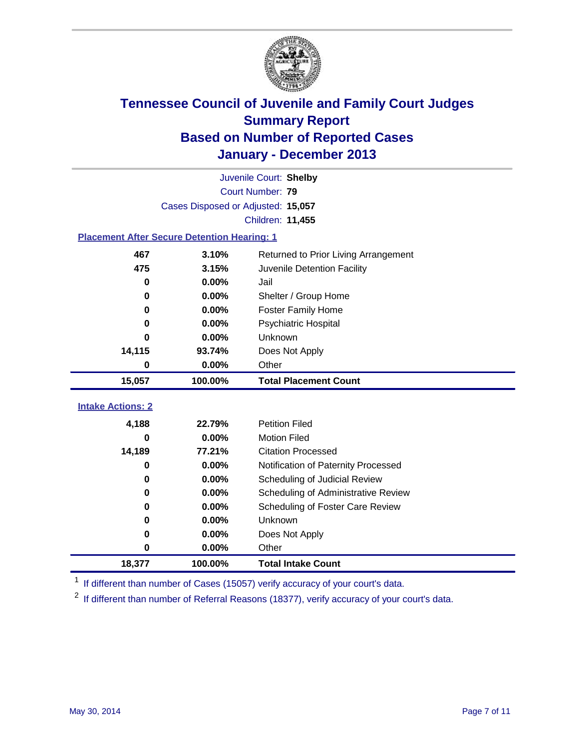# Tennessee Council of Juvenile and Family Court Judges
## Summary Report
## Based on Number of Reported Cases
## January - December 2013

Juvenile Court: **Shelby**
Court Number: **79**
Cases Disposed or Adjusted: **15,057**
Children: **11,455**

### Placement After Secure Detention Hearing: 1

| Count | Percent | Placement |
|---|---|---|
| 467 | 3.10% | Returned to Prior Living Arrangement |
| 475 | 3.15% | Juvenile Detention Facility |
| 0 | 0.00% | Jail |
| 0 | 0.00% | Shelter / Group Home |
| 0 | 0.00% | Foster Family Home |
| 0 | 0.00% | Psychiatric Hospital |
| 0 | 0.00% | Unknown |
| 14,115 | 93.74% | Does Not Apply |
| 0 | 0.00% | Other |
| **15,057** | **100.00%** | **Total Placement Count** |

### Intake Actions: 2

| Count | Percent | Intake Action |
|---|---|---|
| 4,188 | 22.79% | Petition Filed |
| 0 | 0.00% | Motion Filed |
| 14,189 | 77.21% | Citation Processed |
| 0 | 0.00% | Notification of Paternity Processed |
| 0 | 0.00% | Scheduling of Judicial Review |
| 0 | 0.00% | Scheduling of Administrative Review |
| 0 | 0.00% | Scheduling of Foster Care Review |
| 0 | 0.00% | Unknown |
| 0 | 0.00% | Does Not Apply |
| 0 | 0.00% | Other |
| **18,377** | **100.00%** | **Total Intake Count** |

[1] If different than number of Cases (15057) verify accuracy of your court's data.

[2] If different than number of Referral Reasons (18377), verify accuracy of your court's data.

May 30, 2014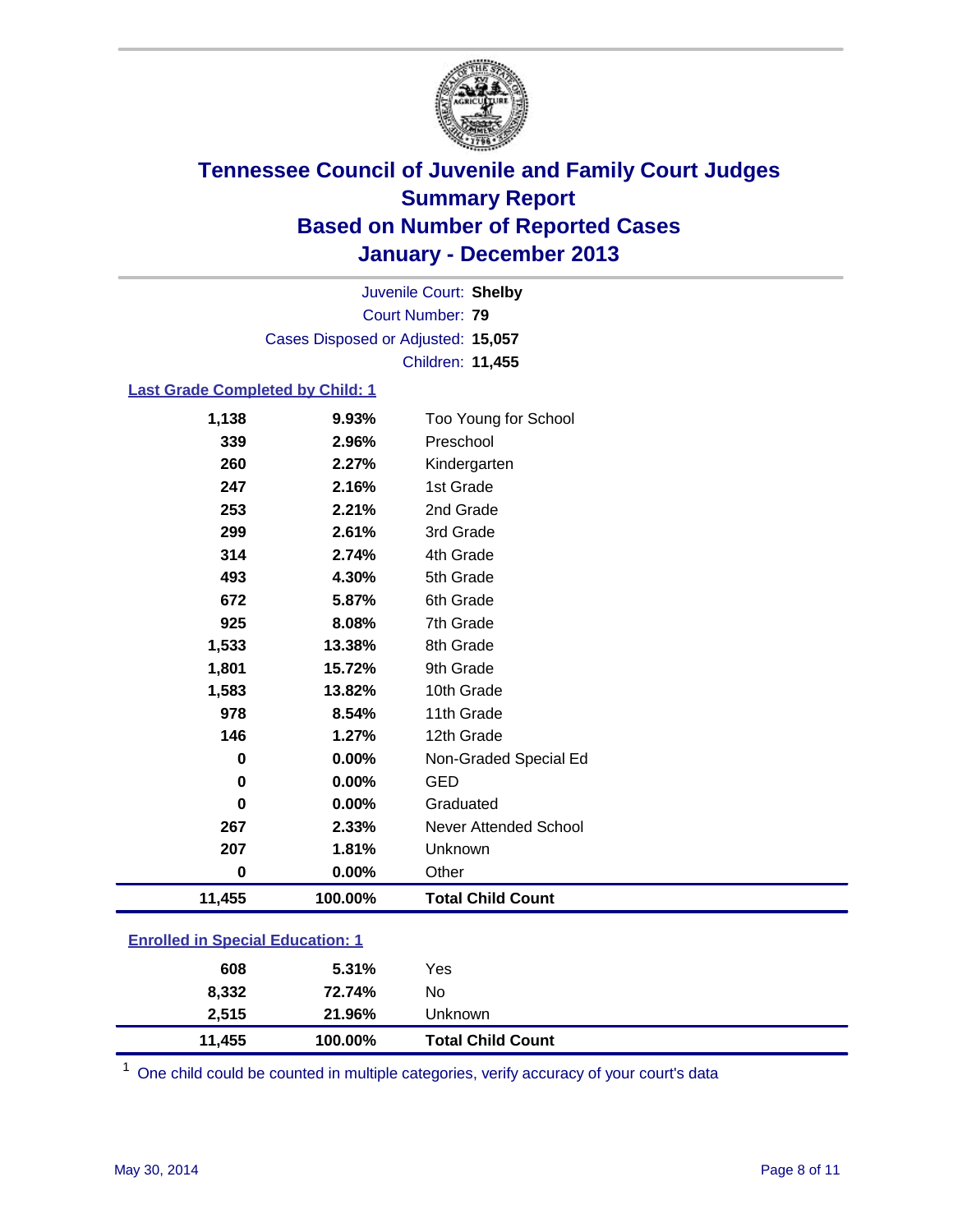# Tennessee Council of Juvenile and Family Court Judges
## Summary Report
## Based on Number of Reported Cases
## January - December 2013

Juvenile Court: **Shelby**
Court Number: **79**
Cases Disposed or Adjusted: **15,057**
Children: **11,455**

### Last Grade Completed by Child: 1

| Count | Percent | Category |
|---|---|---|
| 1,138 | 9.93% | Too Young for School |
| 339 | 2.96% | Preschool |
| 260 | 2.27% | Kindergarten |
| 247 | 2.16% | 1st Grade |
| 253 | 2.21% | 2nd Grade |
| 299 | 2.61% | 3rd Grade |
| 314 | 2.74% | 4th Grade |
| 493 | 4.30% | 5th Grade |
| 672 | 5.87% | 6th Grade |
| 925 | 8.08% | 7th Grade |
| 1,533 | 13.38% | 8th Grade |
| 1,801 | 15.72% | 9th Grade |
| 1,583 | 13.82% | 10th Grade |
| 978 | 8.54% | 11th Grade |
| 146 | 1.27% | 12th Grade |
| 0 | 0.00% | Non-Graded Special Ed |
| 0 | 0.00% | GED |
| 0 | 0.00% | Graduated |
| 267 | 2.33% | Never Attended School |
| 207 | 1.81% | Unknown |
| 0 | 0.00% | Other |
| **11,455** | **100.00%** | **Total Child Count** |

### Enrolled in Special Education: 1

| Count | Percent | Category |
|---|---|---|
| 608 | 5.31% | Yes |
| 8,332 | 72.74% | No |
| 2,515 | 21.96% | Unknown |
| **11,455** | **100.00%** | **Total Child Count** |

[1] One child could be counted in multiple categories, verify accuracy of your court's data

May 30, 2014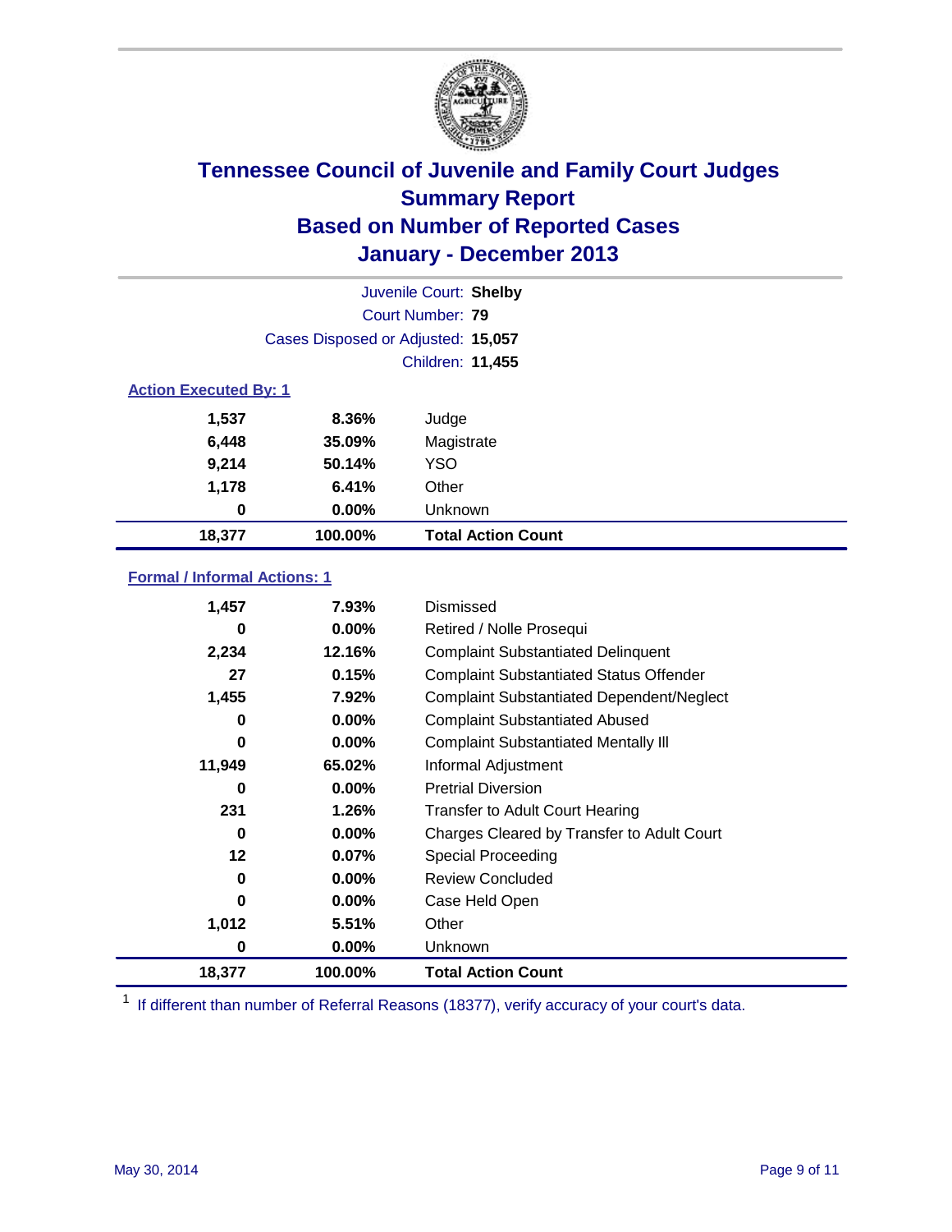# Tennessee Council of Juvenile and Family Court Judges
## Summary Report
## Based on Number of Reported Cases
## January - December 2013

Juvenile Court: **Shelby**

Court Number: **79**

Cases Disposed or Adjusted: **15,057**

Children: **11,455**

### Action Executed By: 1

| Count | Percent | Category |
|---|---|---|
| 1,537 | 8.36% | Judge |
| 6,448 | 35.09% | Magistrate |
| 9,214 | 50.14% | YSO |
| 1,178 | 6.41% | Other |
| 0 | 0.00% | Unknown |
| **18,377** | **100.00%** | **Total Action Count** |

### Formal / Informal Actions: 1

| Count | Percent | Category |
|---|---|---|
| 1,457 | 7.93% | Dismissed |
| 0 | 0.00% | Retired / Nolle Prosequi |
| 2,234 | 12.16% | Complaint Substantiated Delinquent |
| 27 | 0.15% | Complaint Substantiated Status Offender |
| 1,455 | 7.92% | Complaint Substantiated Dependent/Neglect |
| 0 | 0.00% | Complaint Substantiated Abused |
| 0 | 0.00% | Complaint Substantiated Mentally Ill |
| 11,949 | 65.02% | Informal Adjustment |
| 0 | 0.00% | Pretrial Diversion |
| 231 | 1.26% | Transfer to Adult Court Hearing |
| 0 | 0.00% | Charges Cleared by Transfer to Adult Court |
| 12 | 0.07% | Special Proceeding |
| 0 | 0.00% | Review Concluded |
| 0 | 0.00% | Case Held Open |
| 1,012 | 5.51% | Other |
| 0 | 0.00% | Unknown |
| **18,377** | **100.00%** | **Total Action Count** |

[1] If different than number of Referral Reasons (18377), verify accuracy of your court's data.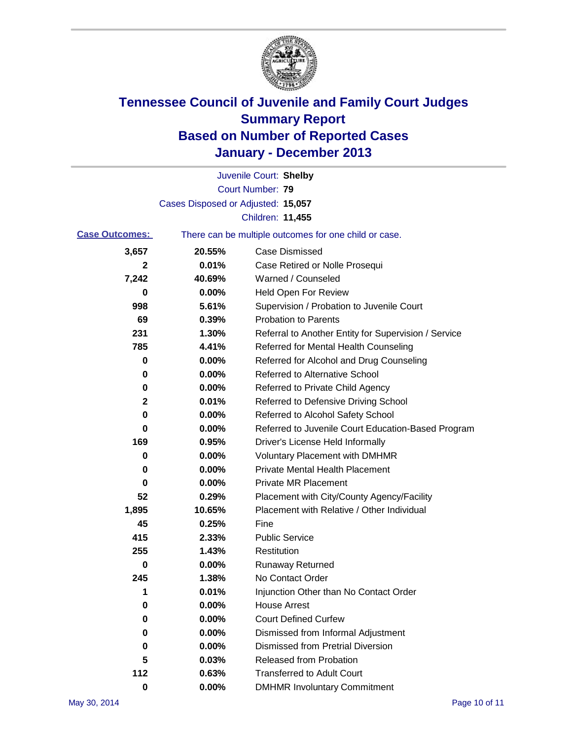# Tennessee Council of Juvenile and Family Court Judges
## Summary Report
## Based on Number of Reported Cases
## January - December 2013

Juvenile Court: **Shelby**
Court Number: **79**
Cases Disposed or Adjusted: **15,057**
Children: **11,455**

**Case Outcomes:** There can be multiple outcomes for one child or case.

| | | |
|---|---|---|
| 3,657 | 20.55% | Case Dismissed |
| 2 | 0.01% | Case Retired or Nolle Prosequi |
| 7,242 | 40.69% | Warned / Counseled |
| 0 | 0.00% | Held Open For Review |
| 998 | 5.61% | Supervision / Probation to Juvenile Court |
| 69 | 0.39% | Probation to Parents |
| 231 | 1.30% | Referral to Another Entity for Supervision / Service |
| 785 | 4.41% | Referred for Mental Health Counseling |
| 0 | 0.00% | Referred for Alcohol and Drug Counseling |
| 0 | 0.00% | Referred to Alternative School |
| 0 | 0.00% | Referred to Private Child Agency |
| 2 | 0.01% | Referred to Defensive Driving School |
| 0 | 0.00% | Referred to Alcohol Safety School |
| 0 | 0.00% | Referred to Juvenile Court Education-Based Program |
| 169 | 0.95% | Driver's License Held Informally |
| 0 | 0.00% | Voluntary Placement with DMHMR |
| 0 | 0.00% | Private Mental Health Placement |
| 0 | 0.00% | Private MR Placement |
| 52 | 0.29% | Placement with City/County Agency/Facility |
| 1,895 | 10.65% | Placement with Relative / Other Individual |
| 45 | 0.25% | Fine |
| 415 | 2.33% | Public Service |
| 255 | 1.43% | Restitution |
| 0 | 0.00% | Runaway Returned |
| 245 | 1.38% | No Contact Order |
| 1 | 0.01% | Injunction Other than No Contact Order |
| 0 | 0.00% | House Arrest |
| 0 | 0.00% | Court Defined Curfew |
| 0 | 0.00% | Dismissed from Informal Adjustment |
| 0 | 0.00% | Dismissed from Pretrial Diversion |
| 5 | 0.03% | Released from Probation |
| 112 | 0.63% | Transferred to Adult Court |
| 0 | 0.00% | DMHMR Involuntary Commitment |

May 30, 2014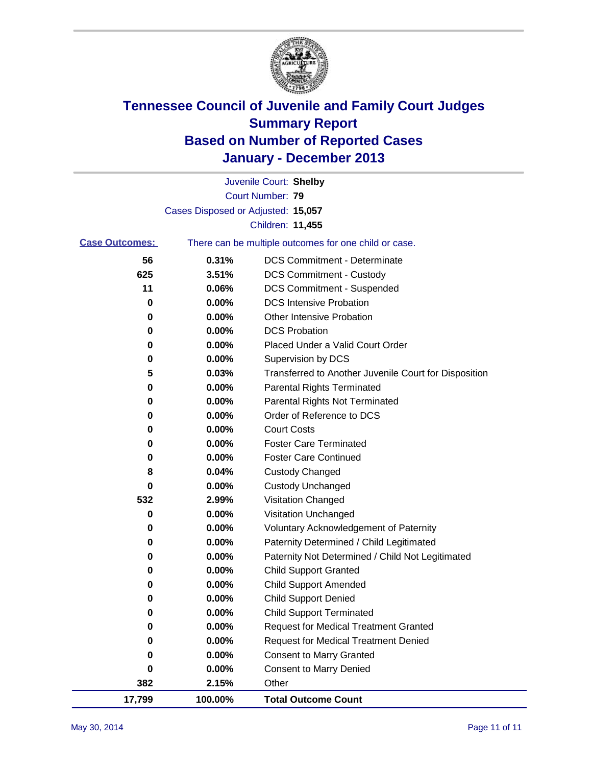# Tennessee Council of Juvenile and Family Court Judges
## Summary Report
## Based on Number of Reported Cases
## January - December 2013

Juvenile Court: **Shelby**
Court Number: **79**
Cases Disposed or Adjusted: **15,057**
Children: **11,455**

**Case Outcomes:** There can be multiple outcomes for one child or case.

| | | |
|---|---|---|
| 56 | 0.31% | DCS Commitment - Determinate |
| 625 | 3.51% | DCS Commitment - Custody |
| 11 | 0.06% | DCS Commitment - Suspended |
| 0 | 0.00% | DCS Intensive Probation |
| 0 | 0.00% | Other Intensive Probation |
| 0 | 0.00% | DCS Probation |
| 0 | 0.00% | Placed Under a Valid Court Order |
| 0 | 0.00% | Supervision by DCS |
| 5 | 0.03% | Transferred to Another Juvenile Court for Disposition |
| 0 | 0.00% | Parental Rights Terminated |
| 0 | 0.00% | Parental Rights Not Terminated |
| 0 | 0.00% | Order of Reference to DCS |
| 0 | 0.00% | Court Costs |
| 0 | 0.00% | Foster Care Terminated |
| 0 | 0.00% | Foster Care Continued |
| 8 | 0.04% | Custody Changed |
| 0 | 0.00% | Custody Unchanged |
| 532 | 2.99% | Visitation Changed |
| 0 | 0.00% | Visitation Unchanged |
| 0 | 0.00% | Voluntary Acknowledgement of Paternity |
| 0 | 0.00% | Paternity Determined / Child Legitimated |
| 0 | 0.00% | Paternity Not Determined / Child Not Legitimated |
| 0 | 0.00% | Child Support Granted |
| 0 | 0.00% | Child Support Amended |
| 0 | 0.00% | Child Support Denied |
| 0 | 0.00% | Child Support Terminated |
| 0 | 0.00% | Request for Medical Treatment Granted |
| 0 | 0.00% | Request for Medical Treatment Denied |
| 0 | 0.00% | Consent to Marry Granted |
| 0 | 0.00% | Consent to Marry Denied |
| 382 | 2.15% | Other |
| **17,799** | **100.00%** | **Total Outcome Count** |

May 30, 2014